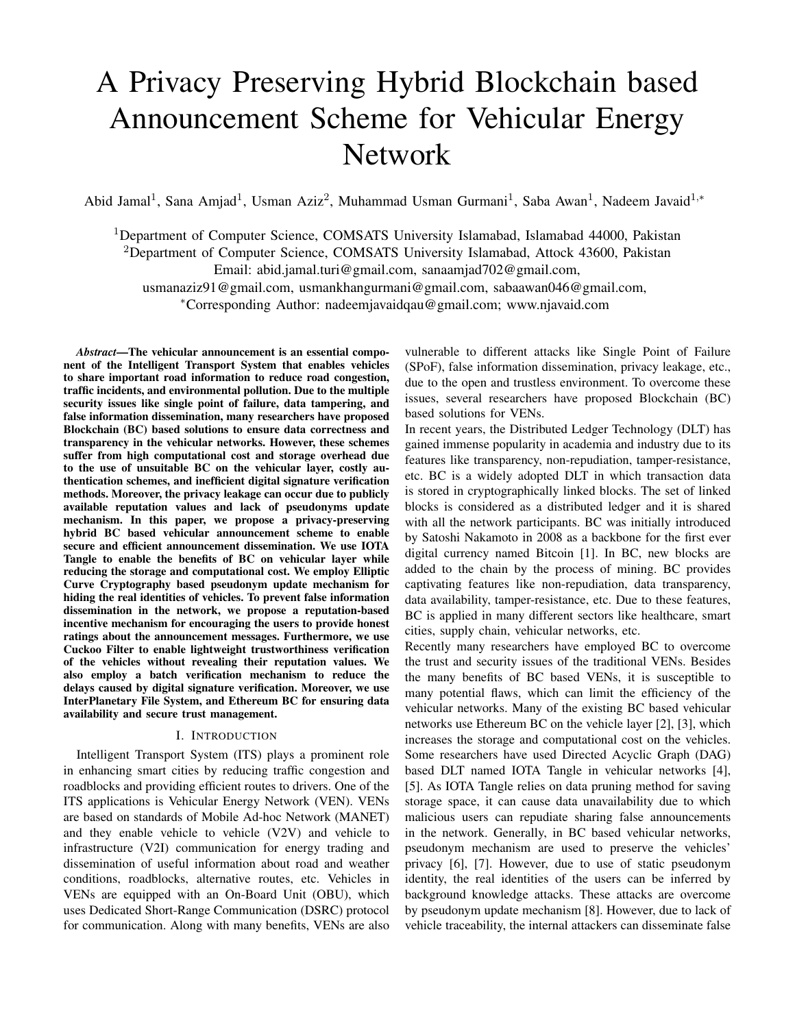# A Privacy Preserving Hybrid Blockchain based Announcement Scheme for Vehicular Energy Network

Abid Jamal[1], Sana Amjad[1], Usman Aziz[2], Muhammad Usman Gurmani[1], Saba Awan[1], Nadeem Javaid[1,*]

[1]Department of Computer Science, COMSATS University Islamabad, Islamabad 44000, Pakistan
[2]Department of Computer Science, COMSATS University Islamabad, Attock 43600, Pakistan
Email: abid.jamal.turi@gmail.com, sanaamjad702@gmail.com,
usmanaziz91@gmail.com, usmankhangurmani@gmail.com, sabaawan046@gmail.com,
*Corresponding Author: nadeemjavaidqau@gmail.com; www.njavaid.com

***Abstract*—The vehicular announcement is an essential component of the Intelligent Transport System that enables vehicles to share important road information to reduce road congestion, traffic incidents, and environmental pollution. Due to the multiple security issues like single point of failure, data tampering, and false information dissemination, many researchers have proposed Blockchain (BC) based solutions to ensure data correctness and transparency in the vehicular networks. However, these schemes suffer from high computational cost and storage overhead due to the use of unsuitable BC on the vehicular layer, costly authentication schemes, and inefficient digital signature verification methods. Moreover, the privacy leakage can occur due to publicly available reputation values and lack of pseudonyms update mechanism. In this paper, we propose a privacy-preserving hybrid BC based vehicular announcement scheme to enable secure and efficient announcement dissemination. We use IOTA Tangle to enable the benefits of BC on vehicular layer while reducing the storage and computational cost. We employ Elliptic Curve Cryptography based pseudonym update mechanism for hiding the real identities of vehicles. To prevent false information dissemination in the network, we propose a reputation-based incentive mechanism for encouraging the users to provide honest ratings about the announcement messages. Furthermore, we use Cuckoo Filter to enable lightweight trustworthiness verification of the vehicles without revealing their reputation values. We also employ a batch verification mechanism to reduce the delays caused by digital signature verification. Moreover, we use InterPlanetary File System, and Ethereum BC for ensuring data availability and secure trust management.**

## I. Introduction

Intelligent Transport System (ITS) plays a prominent role in enhancing smart cities by reducing traffic congestion and roadblocks and providing efficient routes to drivers. One of the ITS applications is Vehicular Energy Network (VEN). VENs are based on standards of Mobile Ad-hoc Network (MANET) and they enable vehicle to vehicle (V2V) and vehicle to infrastructure (V2I) communication for energy trading and dissemination of useful information about road and weather conditions, roadblocks, alternative routes, etc. Vehicles in VENs are equipped with an On-Board Unit (OBU), which uses Dedicated Short-Range Communication (DSRC) protocol for communication. Along with many benefits, VENs are also vulnerable to different attacks like Single Point of Failure (SPoF), false information dissemination, privacy leakage, etc., due to the open and trustless environment. To overcome these issues, several researchers have proposed Blockchain (BC) based solutions for VENs.

In recent years, the Distributed Ledger Technology (DLT) has gained immense popularity in academia and industry due to its features like transparency, non-repudiation, tamper-resistance, etc. BC is a widely adopted DLT in which transaction data is stored in cryptographically linked blocks. The set of linked blocks is considered as a distributed ledger and it is shared with all the network participants. BC was initially introduced by Satoshi Nakamoto in 2008 as a backbone for the first ever digital currency named Bitcoin [1]. In BC, new blocks are added to the chain by the process of mining. BC provides captivating features like non-repudiation, data transparency, data availability, tamper-resistance, etc. Due to these features, BC is applied in many different sectors like healthcare, smart cities, supply chain, vehicular networks, etc.

Recently many researchers have employed BC to overcome the trust and security issues of the traditional VENs. Besides the many benefits of BC based VENs, it is susceptible to many potential flaws, which can limit the efficiency of the vehicular networks. Many of the existing BC based vehicular networks use Ethereum BC on the vehicle layer [2], [3], which increases the storage and computational cost on the vehicles. Some researchers have used Directed Acyclic Graph (DAG) based DLT named IOTA Tangle in vehicular networks [4], [5]. As IOTA Tangle relies on data pruning method for saving storage space, it can cause data unavailability due to which malicious users can repudiate sharing false announcements in the network. Generally, in BC based vehicular networks, pseudonym mechanism are used to preserve the vehicles' privacy [6], [7]. However, due to use of static pseudonym identity, the real identities of the users can be inferred by background knowledge attacks. These attacks are overcome by pseudonym update mechanism [8]. However, due to lack of vehicle traceability, the internal attackers can disseminate false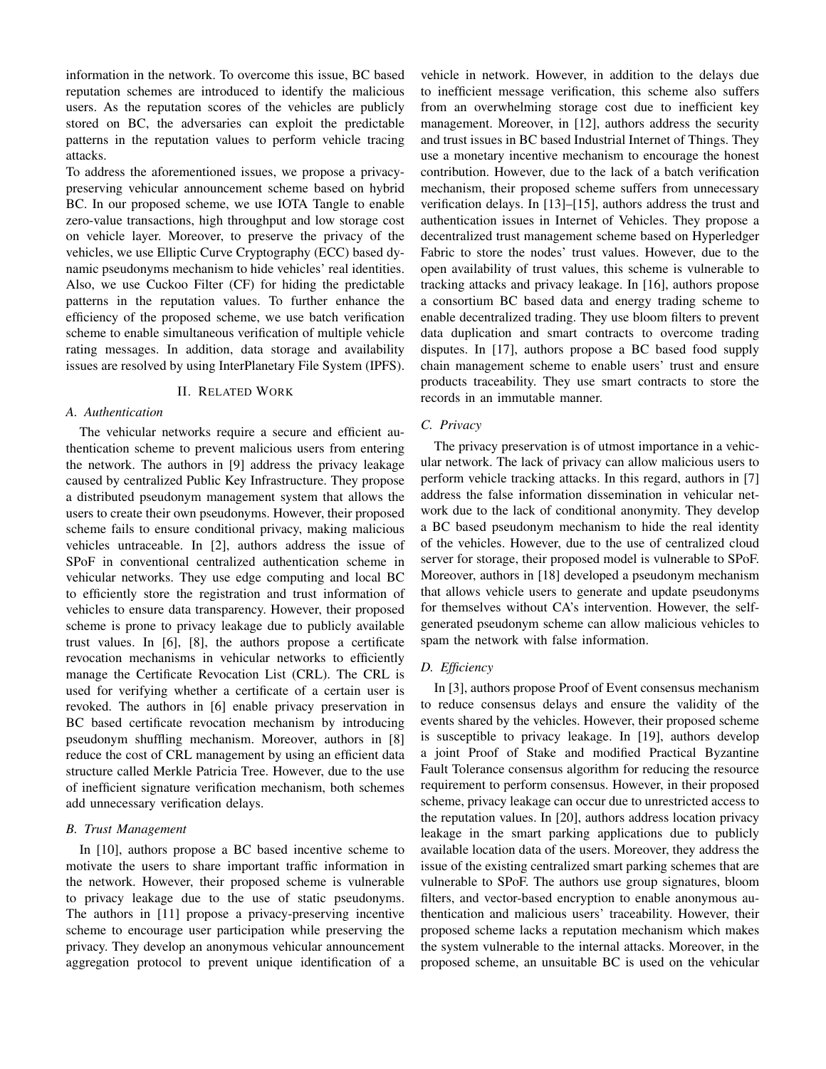information in the network. To overcome this issue, BC based reputation schemes are introduced to identify the malicious users. As the reputation scores of the vehicles are publicly stored on BC, the adversaries can exploit the predictable patterns in the reputation values to perform vehicle tracing attacks.

To address the aforementioned issues, we propose a privacy-preserving vehicular announcement scheme based on hybrid BC. In our proposed scheme, we use IOTA Tangle to enable zero-value transactions, high throughput and low storage cost on vehicle layer. Moreover, to preserve the privacy of the vehicles, we use Elliptic Curve Cryptography (ECC) based dynamic pseudonyms mechanism to hide vehicles' real identities. Also, we use Cuckoo Filter (CF) for hiding the predictable patterns in the reputation values. To further enhance the efficiency of the proposed scheme, we use batch verification scheme to enable simultaneous verification of multiple vehicle rating messages. In addition, data storage and availability issues are resolved by using InterPlanetary File System (IPFS).

## II. Related Work

### A. Authentication

The vehicular networks require a secure and efficient authentication scheme to prevent malicious users from entering the network. The authors in [9] address the privacy leakage caused by centralized Public Key Infrastructure. They propose a distributed pseudonym management system that allows the users to create their own pseudonyms. However, their proposed scheme fails to ensure conditional privacy, making malicious vehicles untraceable. In [2], authors address the issue of SPoF in conventional centralized authentication scheme in vehicular networks. They use edge computing and local BC to efficiently store the registration and trust information of vehicles to ensure data transparency. However, their proposed scheme is prone to privacy leakage due to publicly available trust values. In [6], [8], the authors propose a certificate revocation mechanisms in vehicular networks to efficiently manage the Certificate Revocation List (CRL). The CRL is used for verifying whether a certificate of a certain user is revoked. The authors in [6] enable privacy preservation in BC based certificate revocation mechanism by introducing pseudonym shuffling mechanism. Moreover, authors in [8] reduce the cost of CRL management by using an efficient data structure called Merkle Patricia Tree. However, due to the use of inefficient signature verification mechanism, both schemes add unnecessary verification delays.

### B. Trust Management

In [10], authors propose a BC based incentive scheme to motivate the users to share important traffic information in the network. However, their proposed scheme is vulnerable to privacy leakage due to the use of static pseudonyms. The authors in [11] propose a privacy-preserving incentive scheme to encourage user participation while preserving the privacy. They develop an anonymous vehicular announcement aggregation protocol to prevent unique identification of a vehicle in network. However, in addition to the delays due to inefficient message verification, this scheme also suffers from an overwhelming storage cost due to inefficient key management. Moreover, in [12], authors address the security and trust issues in BC based Industrial Internet of Things. They use a monetary incentive mechanism to encourage the honest contribution. However, due to the lack of a batch verification mechanism, their proposed scheme suffers from unnecessary verification delays. In [13]–[15], authors address the trust and authentication issues in Internet of Vehicles. They propose a decentralized trust management scheme based on Hyperledger Fabric to store the nodes' trust values. However, due to the open availability of trust values, this scheme is vulnerable to tracking attacks and privacy leakage. In [16], authors propose a consortium BC based data and energy trading scheme to enable decentralized trading. They use bloom filters to prevent data duplication and smart contracts to overcome trading disputes. In [17], authors propose a BC based food supply chain management scheme to enable users' trust and ensure products traceability. They use smart contracts to store the records in an immutable manner.

### C. Privacy

The privacy preservation is of utmost importance in a vehicular network. The lack of privacy can allow malicious users to perform vehicle tracking attacks. In this regard, authors in [7] address the false information dissemination in vehicular network due to the lack of conditional anonymity. They develop a BC based pseudonym mechanism to hide the real identity of the vehicles. However, due to the use of centralized cloud server for storage, their proposed model is vulnerable to SPoF. Moreover, authors in [18] developed a pseudonym mechanism that allows vehicle users to generate and update pseudonyms for themselves without CA's intervention. However, the self-generated pseudonym scheme can allow malicious vehicles to spam the network with false information.

### D. Efficiency

In [3], authors propose Proof of Event consensus mechanism to reduce consensus delays and ensure the validity of the events shared by the vehicles. However, their proposed scheme is susceptible to privacy leakage. In [19], authors develop a joint Proof of Stake and modified Practical Byzantine Fault Tolerance consensus algorithm for reducing the resource requirement to perform consensus. However, in their proposed scheme, privacy leakage can occur due to unrestricted access to the reputation values. In [20], authors address location privacy leakage in the smart parking applications due to publicly available location data of the users. Moreover, they address the issue of the existing centralized smart parking schemes that are vulnerable to SPoF. The authors use group signatures, bloom filters, and vector-based encryption to enable anonymous authentication and malicious users' traceability. However, their proposed scheme lacks a reputation mechanism which makes the system vulnerable to the internal attacks. Moreover, in the proposed scheme, an unsuitable BC is used on the vehicular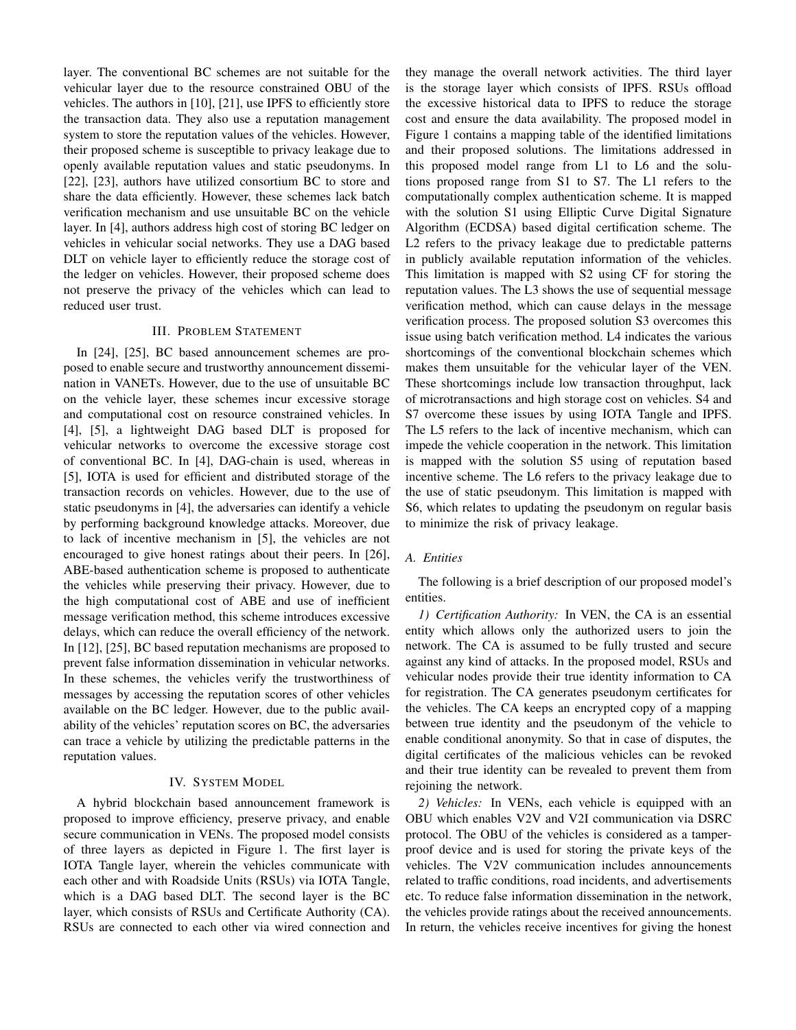layer. The conventional BC schemes are not suitable for the vehicular layer due to the resource constrained OBU of the vehicles. The authors in [10], [21], use IPFS to efficiently store the transaction data. They also use a reputation management system to store the reputation values of the vehicles. However, their proposed scheme is susceptible to privacy leakage due to openly available reputation values and static pseudonyms. In [22], [23], authors have utilized consortium BC to store and share the data efficiently. However, these schemes lack batch verification mechanism and use unsuitable BC on the vehicle layer. In [4], authors address high cost of storing BC ledger on vehicles in vehicular social networks. They use a DAG based DLT on vehicle layer to efficiently reduce the storage cost of the ledger on vehicles. However, their proposed scheme does not preserve the privacy of the vehicles which can lead to reduced user trust.

## III. Problem Statement

In [24], [25], BC based announcement schemes are proposed to enable secure and trustworthy announcement dissemination in VANETs. However, due to the use of unsuitable BC on the vehicle layer, these schemes incur excessive storage and computational cost on resource constrained vehicles. In [4], [5], a lightweight DAG based DLT is proposed for vehicular networks to overcome the excessive storage cost of conventional BC. In [4], DAG-chain is used, whereas in [5], IOTA is used for efficient and distributed storage of the transaction records on vehicles. However, due to the use of static pseudonyms in [4], the adversaries can identify a vehicle by performing background knowledge attacks. Moreover, due to lack of incentive mechanism in [5], the vehicles are not encouraged to give honest ratings about their peers. In [26], ABE-based authentication scheme is proposed to authenticate the vehicles while preserving their privacy. However, due to the high computational cost of ABE and use of inefficient message verification method, this scheme introduces excessive delays, which can reduce the overall efficiency of the network. In [12], [25], BC based reputation mechanisms are proposed to prevent false information dissemination in vehicular networks. In these schemes, the vehicles verify the trustworthiness of messages by accessing the reputation scores of other vehicles available on the BC ledger. However, due to the public availability of the vehicles' reputation scores on BC, the adversaries can trace a vehicle by utilizing the predictable patterns in the reputation values.

## IV. System Model

A hybrid blockchain based announcement framework is proposed to improve efficiency, preserve privacy, and enable secure communication in VENs. The proposed model consists of three layers as depicted in Figure 1. The first layer is IOTA Tangle layer, wherein the vehicles communicate with each other and with Roadside Units (RSUs) via IOTA Tangle, which is a DAG based DLT. The second layer is the BC layer, which consists of RSUs and Certificate Authority (CA). RSUs are connected to each other via wired connection and they manage the overall network activities. The third layer is the storage layer which consists of IPFS. RSUs offload the excessive historical data to IPFS to reduce the storage cost and ensure the data availability. The proposed model in Figure 1 contains a mapping table of the identified limitations and their proposed solutions. The limitations addressed in this proposed model range from L1 to L6 and the solutions proposed range from S1 to S7. The L1 refers to the computationally complex authentication scheme. It is mapped with the solution S1 using Elliptic Curve Digital Signature Algorithm (ECDSA) based digital certification scheme. The L2 refers to the privacy leakage due to predictable patterns in publicly available reputation information of the vehicles. This limitation is mapped with S2 using CF for storing the reputation values. The L3 shows the use of sequential message verification method, which can cause delays in the message verification process. The proposed solution S3 overcomes this issue using batch verification method. L4 indicates the various shortcomings of the conventional blockchain schemes which makes them unsuitable for the vehicular layer of the VEN. These shortcomings include low transaction throughput, lack of microtransactions and high storage cost on vehicles. S4 and S7 overcome these issues by using IOTA Tangle and IPFS. The L5 refers to the lack of incentive mechanism, which can impede the vehicle cooperation in the network. This limitation is mapped with the solution S5 using of reputation based incentive scheme. The L6 refers to the privacy leakage due to the use of static pseudonym. This limitation is mapped with S6, which relates to updating the pseudonym on regular basis to minimize the risk of privacy leakage.

### A. Entities

The following is a brief description of our proposed model's entities.

*1) Certification Authority:* In VEN, the CA is an essential entity which allows only the authorized users to join the network. The CA is assumed to be fully trusted and secure against any kind of attacks. In the proposed model, RSUs and vehicular nodes provide their true identity information to CA for registration. The CA generates pseudonym certificates for the vehicles. The CA keeps an encrypted copy of a mapping between true identity and the pseudonym of the vehicle to enable conditional anonymity. So that in case of disputes, the digital certificates of the malicious vehicles can be revoked and their true identity can be revealed to prevent them from rejoining the network.

*2) Vehicles:* In VENs, each vehicle is equipped with an OBU which enables V2V and V2I communication via DSRC protocol. The OBU of the vehicles is considered as a tamper-proof device and is used for storing the private keys of the vehicles. The V2V communication includes announcements related to traffic conditions, road incidents, and advertisements etc. To reduce false information dissemination in the network, the vehicles provide ratings about the received announcements. In return, the vehicles receive incentives for giving the honest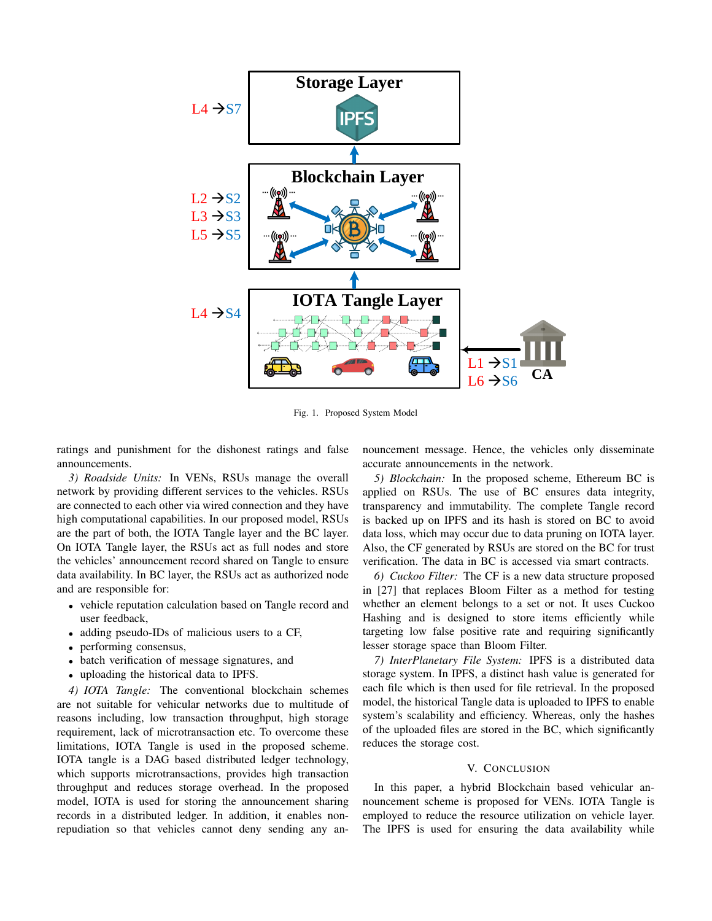Fig. 1. Proposed System Model

ratings and punishment for the dishonest ratings and false announcements.

*3) Roadside Units:* In VENs, RSUs manage the overall network by providing different services to the vehicles. RSUs are connected to each other via wired connection and they have high computational capabilities. In our proposed model, RSUs are the part of both, the IOTA Tangle layer and the BC layer. On IOTA Tangle layer, the RSUs act as full nodes and store the vehicles' announcement record shared on Tangle to ensure data availability. In BC layer, the RSUs act as authorized node and are responsible for:

- vehicle reputation calculation based on Tangle record and user feedback,
- adding pseudo-IDs of malicious users to a CF,
- performing consensus,
- batch verification of message signatures, and
- uploading the historical data to IPFS.

*4) IOTA Tangle:* The conventional blockchain schemes are not suitable for vehicular networks due to multitude of reasons including, low transaction throughput, high storage requirement, lack of microtransaction etc. To overcome these limitations, IOTA Tangle is used in the proposed scheme. IOTA tangle is a DAG based distributed ledger technology, which supports microtransactions, provides high transaction throughput and reduces storage overhead. In the proposed model, IOTA is used for storing the announcement sharing records in a distributed ledger. In addition, it enables non-repudiation so that vehicles cannot deny sending any announcement message. Hence, the vehicles only disseminate accurate announcements in the network.

*5) Blockchain:* In the proposed scheme, Ethereum BC is applied on RSUs. The use of BC ensures data integrity, transparency and immutability. The complete Tangle record is backed up on IPFS and its hash is stored on BC to avoid data loss, which may occur due to data pruning on IOTA layer. Also, the CF generated by RSUs are stored on the BC for trust verification. The data in BC is accessed via smart contracts.

*6) Cuckoo Filter:* The CF is a new data structure proposed in [27] that replaces Bloom Filter as a method for testing whether an element belongs to a set or not. It uses Cuckoo Hashing and is designed to store items efficiently while targeting low false positive rate and requiring significantly lesser storage space than Bloom Filter.

*7) InterPlanetary File System:* IPFS is a distributed data storage system. In IPFS, a distinct hash value is generated for each file which is then used for file retrieval. In the proposed model, the historical Tangle data is uploaded to IPFS to enable system's scalability and efficiency. Whereas, only the hashes of the uploaded files are stored in the BC, which significantly reduces the storage cost.

## V. Conclusion

In this paper, a hybrid Blockchain based vehicular announcement scheme is proposed for VENs. IOTA Tangle is employed to reduce the resource utilization on vehicle layer. The IPFS is used for ensuring the data availability while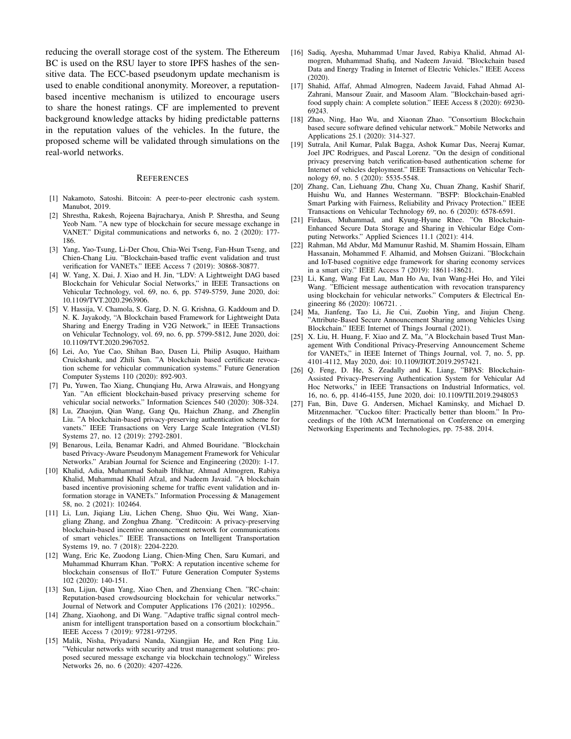reducing the overall storage cost of the system. The Ethereum BC is used on the RSU layer to store IPFS hashes of the sensitive data. The ECC-based pseudonym update mechanism is used to enable conditional anonymity. Moreover, a reputation-based incentive mechanism is utilized to encourage users to share the honest ratings. CF are implemented to prevent background knowledge attacks by hiding predictable patterns in the reputation values of the vehicles. In the future, the proposed scheme will be validated through simulations on the real-world networks.

## REFERENCES

[1] Nakamoto, Satoshi. Bitcoin: A peer-to-peer electronic cash system. Manubot, 2019.

[2] Shrestha, Rakesh, Rojeena Bajracharya, Anish P. Shrestha, and Seung Yeob Nam. "A new type of blockchain for secure message exchange in VANET." Digital communications and networks 6, no. 2 (2020): 177-186.

[3] Yang, Yao-Tsung, Li-Der Chou, Chia-Wei Tseng, Fan-Hsun Tseng, and Chien-Chang Liu. "Blockchain-based traffic event validation and trust verification for VANETs." IEEE Access 7 (2019): 30868-30877.

[4] W. Yang, X. Dai, J. Xiao and H. Jin, "LDV: A Lightweight DAG based Blockchain for Vehicular Social Networks," in IEEE Transactions on Vehicular Technology, vol. 69, no. 6, pp. 5749-5759, June 2020, doi: 10.1109/TVT.2020.2963906.

[5] V. Hassija, V. Chamola, S. Garg, D. N. G. Krishna, G. Kaddoum and D. N. K. Jayakody, "A Blockchain based Framework for Lightweight Data Sharing and Energy Trading in V2G Network," in IEEE Transactions on Vehicular Technology, vol. 69, no. 6, pp. 5799-5812, June 2020, doi: 10.1109/TVT.2020.2967052.

[6] Lei, Ao, Yue Cao, Shihan Bao, Dasen Li, Philip Asuquo, Haitham Cruickshank, and Zhili Sun. "A blockchain based certificate revocation scheme for vehicular communication systems." Future Generation Computer Systems 110 (2020): 892-903.

[7] Pu, Yuwen, Tao Xiang, Chunqiang Hu, Arwa Alrawais, and Hongyang Yan. "An efficient blockchain-based privacy preserving scheme for vehicular social networks." Information Sciences 540 (2020): 308-324.

[8] Lu, Zhaojun, Qian Wang, Gang Qu, Haichun Zhang, and Zhenglin Liu. "A blockchain-based privacy-preserving authentication scheme for vanets." IEEE Transactions on Very Large Scale Integration (VLSI) Systems 27, no. 12 (2019): 2792-2801.

[9] Benarous, Leila, Benamar Kadri, and Ahmed Bouridane. "Blockchain based Privacy-Aware Pseudonym Management Framework for Vehicular Networks." Arabian Journal for Science and Engineering (2020): 1-17.

[10] Khalid, Adia, Muhammad Sohaib Iftikhar, Ahmad Almogren, Rabiya Khalid, Muhammad Khalil Afzal, and Nadeem Javaid. "A blockchain based incentive provisioning scheme for traffic event validation and information storage in VANETs." Information Processing & Management 58, no. 2 (2021): 102464.

[11] Li, Lun, Jiqiang Liu, Lichen Cheng, Shuo Qiu, Wei Wang, Xiangliang Zhang, and Zonghua Zhang. "Creditcoin: A privacy-preserving blockchain-based incentive announcement network for communications of smart vehicles." IEEE Transactions on Intelligent Transportation Systems 19, no. 7 (2018): 2204-2220.

[12] Wang, Eric Ke, Zuodong Liang, Chien-Ming Chen, Saru Kumari, and Muhammad Khurram Khan. "PoRX: A reputation incentive scheme for blockchain consensus of IIoT." Future Generation Computer Systems 102 (2020): 140-151.

[13] Sun, Lijun, Qian Yang, Xiao Chen, and Zhenxiang Chen. "RC-chain: Reputation-based crowdsourcing blockchain for vehicular networks." Journal of Network and Computer Applications 176 (2021): 102956..

[14] Zhang, Xiaohong, and Di Wang. "Adaptive traffic signal control mechanism for intelligent transportation based on a consortium blockchain." IEEE Access 7 (2019): 97281-97295.

[15] Malik, Nisha, Priyadarsi Nanda, Xiangjian He, and Ren Ping Liu. "Vehicular networks with security and trust management solutions: proposed secured message exchange via blockchain technology." Wireless Networks 26, no. 6 (2020): 4207-4226.

[16] Sadiq, Ayesha, Muhammad Umar Javed, Rabiya Khalid, Ahmad Almogren, Muhammad Shafiq, and Nadeem Javaid. "Blockchain based Data and Energy Trading in Internet of Electric Vehicles." IEEE Access (2020).

[17] Shahid, Affaf, Ahmad Almogren, Nadeem Javaid, Fahad Ahmad Al-Zahrani, Mansour Zuair, and Masoom Alam. "Blockchain-based agri-food supply chain: A complete solution." IEEE Access 8 (2020): 69230-69243.

[18] Zhao, Ning, Hao Wu, and Xiaonan Zhao. "Consortium Blockchain based secure software defined vehicular network." Mobile Networks and Applications 25.1 (2020): 314-327.

[19] Sutrala, Anil Kumar, Palak Bagga, Ashok Kumar Das, Neeraj Kumar, Joel JPC Rodrigues, and Pascal Lorenz. "On the design of conditional privacy preserving batch verification-based authentication scheme for Internet of vehicles deployment." IEEE Transactions on Vehicular Technology 69, no. 5 (2020): 5535-5548.

[20] Zhang, Can, Liehuang Zhu, Chang Xu, Chuan Zhang, Kashif Sharif, Huishu Wu, and Hannes Westermann. "BSFP: Blockchain-Enabled Smart Parking with Fairness, Reliability and Privacy Protection." IEEE Transactions on Vehicular Technology 69, no. 6 (2020): 6578-6591.

[21] Firdaus, Muhammad, and Kyung-Hyune Rhee. "On Blockchain-Enhanced Secure Data Storage and Sharing in Vehicular Edge Computing Networks." Applied Sciences 11.1 (2021): 414.

[22] Rahman, Md Abdur, Md Mamunur Rashid, M. Shamim Hossain, Elham Hassanain, Mohammed F. Alhamid, and Mohsen Guizani. "Blockchain and IoT-based cognitive edge framework for sharing economy services in a smart city." IEEE Access 7 (2019): 18611-18621.

[23] Li, Kang, Wang Fat Lau, Man Ho Au, Ivan Wang-Hei Ho, and Yilei Wang. "Efficient message authentication with revocation transparency using blockchain for vehicular networks." Computers & Electrical Engineering 86 (2020): 106721. .

[24] Ma, Jianfeng, Tao Li, Jie Cui, Zuobin Ying, and Jiujun Cheng. "Attribute-Based Secure Announcement Sharing among Vehicles Using Blockchain." IEEE Internet of Things Journal (2021).

[25] X. Liu, H. Huang, F. Xiao and Z. Ma, "A Blockchain based Trust Management With Conditional Privacy-Preserving Announcement Scheme for VANETs," in IEEE Internet of Things Journal, vol. 7, no. 5, pp. 4101-4112, May 2020, doi: 10.1109/JIOT.2019.2957421.

[26] Q. Feng, D. He, S. Zeadally and K. Liang, "BPAS: Blockchain-Assisted Privacy-Preserving Authentication System for Vehicular Ad Hoc Networks," in IEEE Transactions on Industrial Informatics, vol. 16, no. 6, pp. 4146-4155, June 2020, doi: 10.1109/TII.2019.2948053

[27] Fan, Bin, Dave G. Andersen, Michael Kaminsky, and Michael D. Mitzenmacher. "Cuckoo filter: Practically better than bloom." In Proceedings of the 10th ACM International on Conference on emerging Networking Experiments and Technologies, pp. 75-88. 2014.